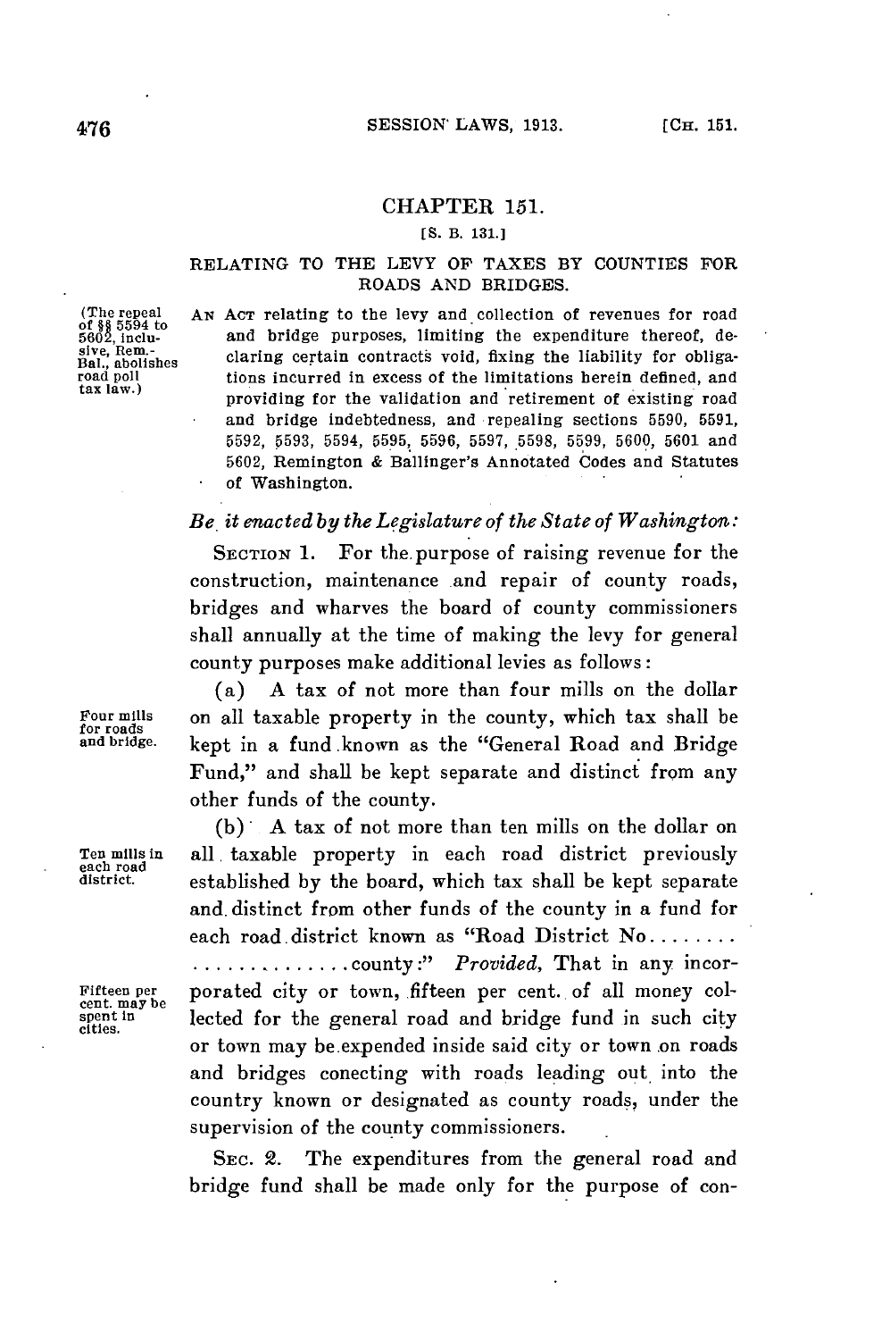## CHAPTER 151.

[S. B. 131.]

### RELATING TO THE LEVY OF TAXES BY COUNTIES FOR ROADS AND BRIDGES.

(The repeal of §§ 5594 to 5602, inclusive, Rem.-Bal., abolishes road poll tax law.)

AN ACT relating to the levy and collection of revenues for road and bridge purposes, limiting the expenditure thereof, declaring certain contracts void, fixing the liability for obligations incurred in excess of the limitations herein defined, and providing for the validation and retirement of existing road and bridge indebtedness, and repealing sections 5590, 5591, 5592, 5593, 5594, 5595, 5596, 5597, 5598, 5599, 5600, 5601 and 5602, Remington & Ballinger's Annotated Codes and Statutes of Washington.

*Be it enacted by the Legislature of the State of Washington:*

SECTION 1. For the purpose of raising revenue for the construction, maintenance and repair of county roads, bridges and wharves the board of county commissioners shall annually at the time of making the levy for general county purposes make additional levies as follows:

Four mills for roads and bridge.

(a) A tax of not more than four mills on the dollar on all taxable property in the county, which tax shall be kept in a fund known as the "General Road and Bridge Fund," and shall be kept separate and distinct from any other funds of the county.

Ten mills in each road district.

(b) A tax of not more than ten mills on the dollar on all taxable property in each road district previously established by the board, which tax shall be kept separate and distinct from other funds of the county in a fund for each road district known as "Road District No........ ..............county:" *Provided*, That in any incorporated city or town, fifteen per cent. of all money collected for the general road and bridge fund in such city or town may be expended inside said city or town on roads and bridges conecting with roads leading out into the country known or designated as county roads, under the supervision of the county commissioners.

Fifteen per cent. may be spent in cities.

SEC. 2. The expenditures from the general road and bridge fund shall be made only for the purpose of con-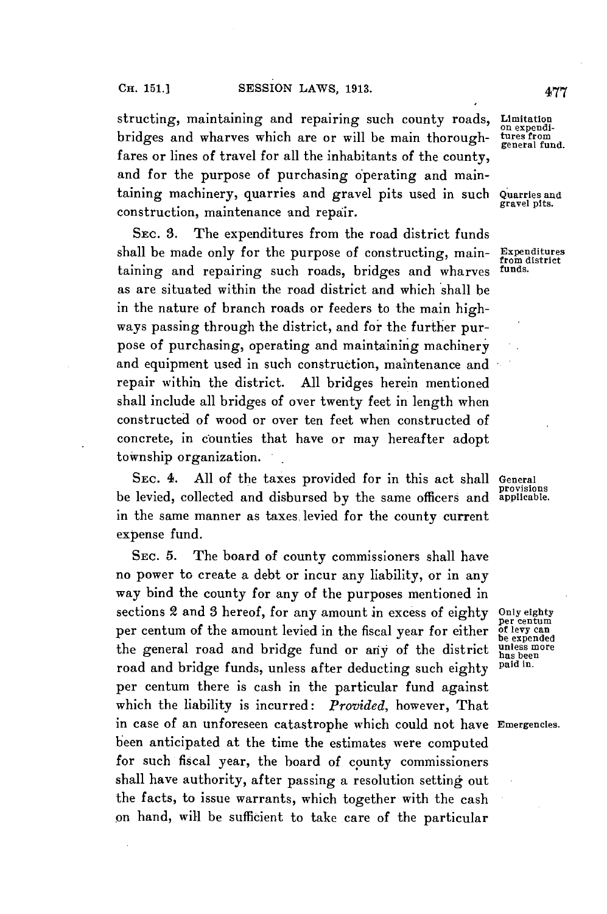structing, maintaining and repairing such county roads, bridges and wharves which are or will be main thoroughfares or lines of travel for all the inhabitants of the county, and for the purpose of purchasing operating and maintaining machinery, quarries and gravel pits used in such construction, maintenance and repair.

Limitation on expenditures from general fund.

Quarries and gravel pits.

SEC. 3. The expenditures from the road district funds shall be made only for the purpose of constructing, maintaining and repairing such roads, bridges and wharves as are situated within the road district and which shall be in the nature of branch roads or feeders to the main highways passing through the district, and for the further purpose of purchasing, operating and maintaining machinery and equipment used in such construction, maintenance and repair within the district. All bridges herein mentioned shall include all bridges of over twenty feet in length when constructed of wood or over ten feet when constructed of concrete, in counties that have or may hereafter adopt township organization.

Expenditures from district funds.

SEC. 4. All of the taxes provided for in this act shall be levied, collected and disbursed by the same officers and in the same manner as taxes levied for the county current expense fund.

General provisions applicable.

SEC. 5. The board of county commissioners shall have no power to create a debt or incur any liability, or in any way bind the county for any of the purposes mentioned in sections 2 and 3 hereof, for any amount in excess of eighty per centum of the amount levied in the fiscal year for either the general road and bridge fund or any of the district road and bridge funds, unless after deducting such eighty per centum there is cash in the particular fund against which the liability is incurred: *Provided*, however, That in case of an unforeseen catastrophe which could not have been anticipated at the time the estimates were computed for such fiscal year, the board of county commissioners shall have authority, after passing a resolution setting out the facts, to issue warrants, which together with the cash on hand, will be sufficient to take care of the particular

Only eighty per centum of levy can be expended unless more has been paid in.

Emergencies.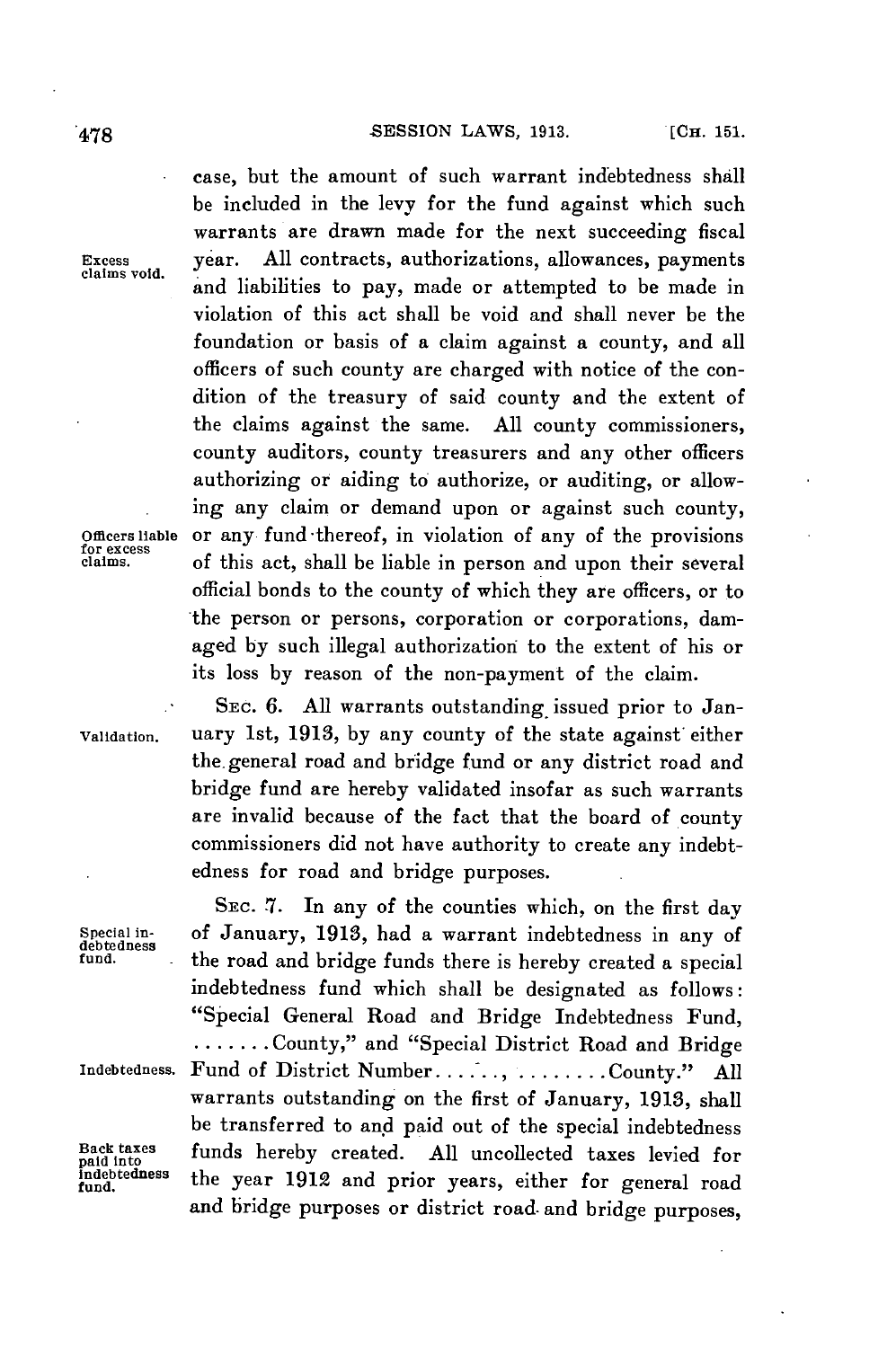case, but the amount of such warrant indebtedness shall be included in the levy for the fund against which such warrants are drawn made for the next succeeding fiscal year. All contracts, authorizations, allowances, payments and liabilities to pay, made or attempted to be made in violation of this act shall be void and shall never be the foundation or basis of a claim against a county, and all officers of such county are charged with notice of the condition of the treasury of said county and the extent of the claims against the same. All county commissioners, county auditors, county treasurers and any other officers authorizing or aiding to authorize, or auditing, or allowing any claim or demand upon or against such county, or any fund thereof, in violation of any of the provisions of this act, shall be liable in person and upon their several official bonds to the county of which they are officers, or to the person or persons, corporation or corporations, damaged by such illegal authorization to the extent of his or its loss by reason of the non-payment of the claim.

Excess claims void.

Officers liable for excess claims.

SEC. 6. All warrants outstanding issued prior to January 1st, 1913, by any county of the state against either the general road and bridge fund or any district road and bridge fund are hereby validated insofar as such warrants are invalid because of the fact that the board of county commissioners did not have authority to create any indebtedness for road and bridge purposes.

Validation.

SEC. 7. In any of the counties which, on the first day of January, 1913, had a warrant indebtedness in any of the road and bridge funds there is hereby created a special indebtedness fund which shall be designated as follows: "Special General Road and Bridge Indebtedness Fund, .......County," and "Special District Road and Bridge Fund of District Number......, ........County." All warrants outstanding on the first of January, 1913, shall be transferred to and paid out of the special indebtedness funds hereby created. All uncollected taxes levied for the year 1912 and prior years, either for general road and bridge purposes or district road and bridge purposes,

Special indebtedness fund.

Indebtedness.

Back taxes paid into indebtedness fund.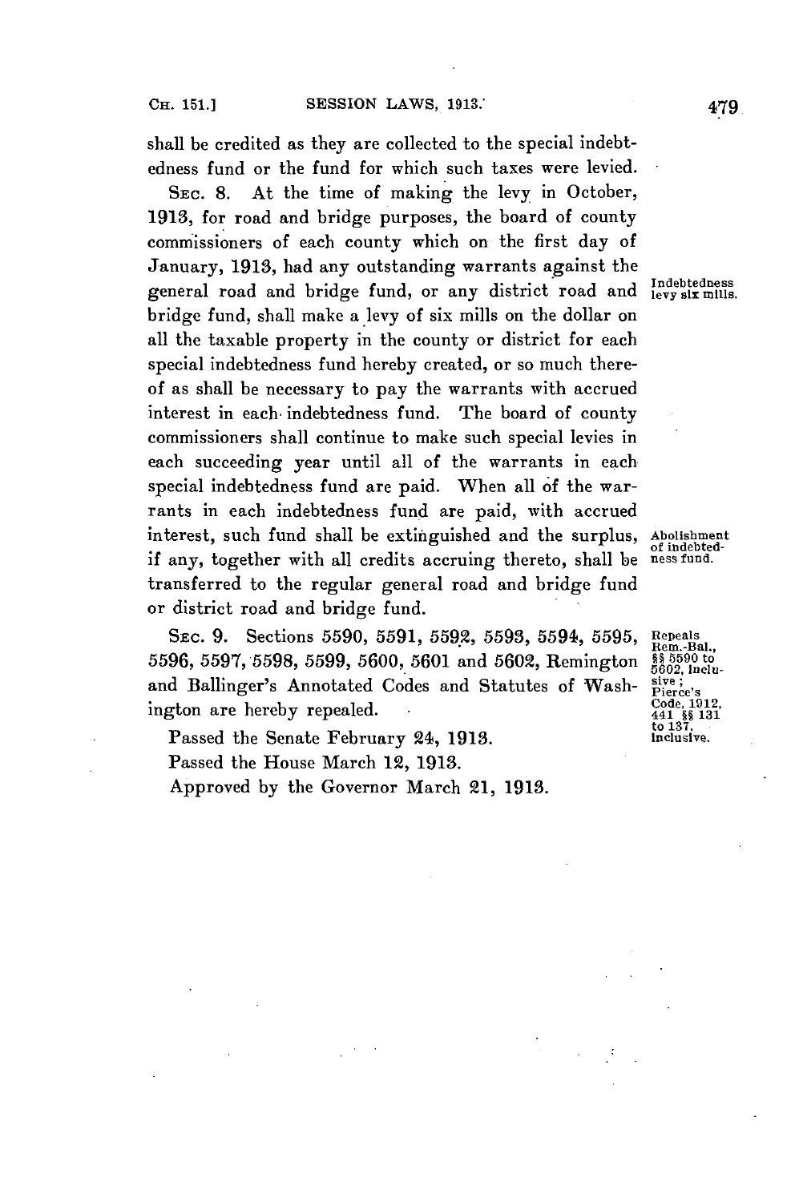shall be credited as they are collected to the special indebtedness fund or the fund for which such taxes were levied.

SEC. 8. At the time of making the levy in October, 1913, for road and bridge purposes, the board of county commissioners of each county which on the first day of January, 1913, had any outstanding warrants against the general road and bridge fund, or any district road and bridge fund, shall make a levy of six mills on the dollar on all the taxable property in the county or district for each special indebtedness fund hereby created, or so much thereof as shall be necessary to pay the warrants with accrued interest in each indebtedness fund. The board of county commissioners shall continue to make such special levies in each succeeding year until all of the warrants in each special indebtedness fund are paid. When all of the warrants in each indebtedness fund are paid, with accrued interest, such fund shall be extinguished and the surplus, if any, together with all credits accruing thereto, shall be transferred to the regular general road and bridge fund or district road and bridge fund.

*Indebtedness levy six mills.*

*Abolishment of indebtedness fund.*

SEC. 9. Sections 5590, 5591, 5592, 5593, 5594, 5595, 5596, 5597, 5598, 5599, 5600, 5601 and 5602, Remington and Ballinger's Annotated Codes and Statutes of Washington are hereby repealed.

*Repeals Rem.-Bal., §§ 5590 to 5602, inclusive; Pierce's Code, 1912, 441 §§ 131 to 137, inclusive.*

Passed the Senate February 24, 1913.

Passed the House March 12, 1913.

Approved by the Governor March 21, 1913.